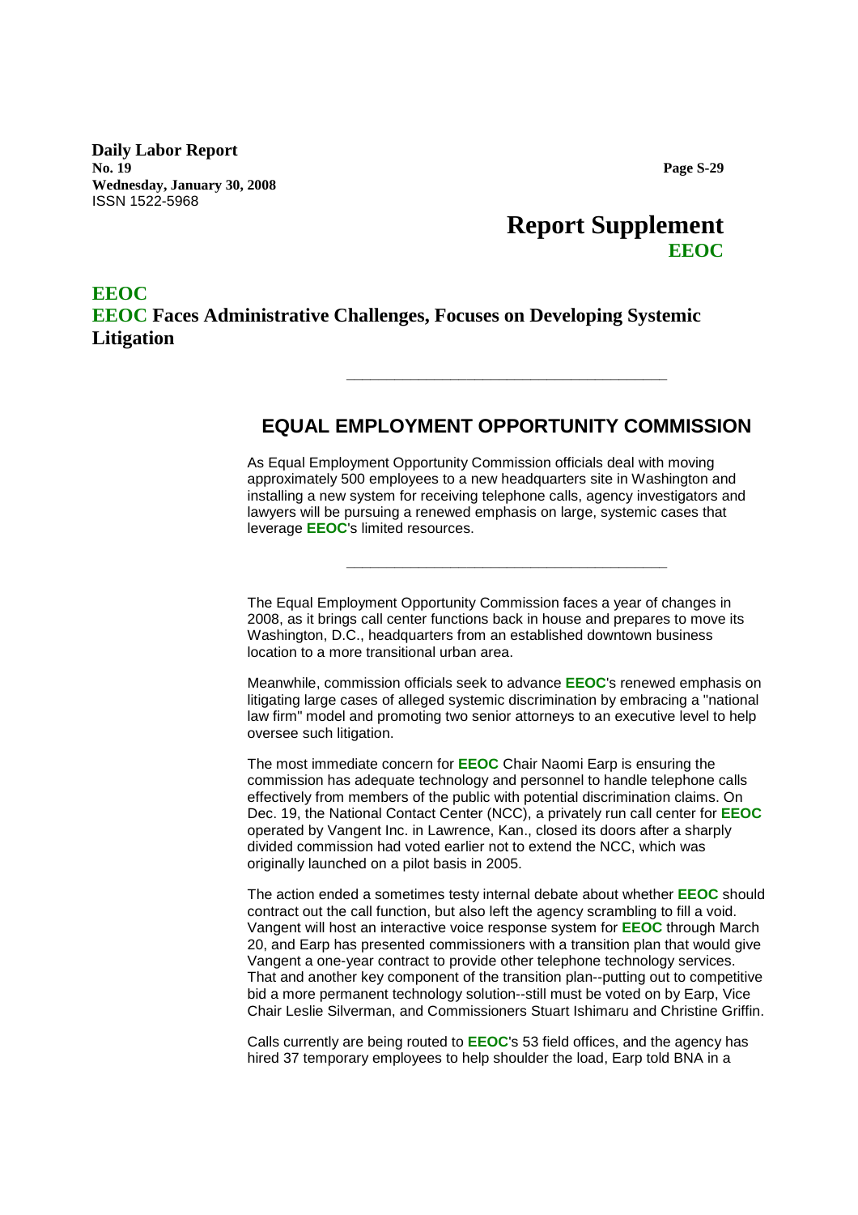**Daily Labor Report**
**No. 19**
**Wednesday, January 30, 2008**
ISSN 1522-5968

**Page S-29**

# Report Supplement

**EEOC**

## EEOC

## EEOC Faces Administrative Challenges, Focuses on Developing Systemic Litigation

---

### EQUAL EMPLOYMENT OPPORTUNITY COMMISSION

As Equal Employment Opportunity Commission officials deal with moving approximately 500 employees to a new headquarters site in Washington and installing a new system for receiving telephone calls, agency investigators and lawyers will be pursuing a renewed emphasis on large, systemic cases that leverage **EEOC**'s limited resources.

---

The Equal Employment Opportunity Commission faces a year of changes in 2008, as it brings call center functions back in house and prepares to move its Washington, D.C., headquarters from an established downtown business location to a more transitional urban area.

Meanwhile, commission officials seek to advance **EEOC**'s renewed emphasis on litigating large cases of alleged systemic discrimination by embracing a "national law firm" model and promoting two senior attorneys to an executive level to help oversee such litigation.

The most immediate concern for **EEOC** Chair Naomi Earp is ensuring the commission has adequate technology and personnel to handle telephone calls effectively from members of the public with potential discrimination claims. On Dec. 19, the National Contact Center (NCC), a privately run call center for **EEOC** operated by Vangent Inc. in Lawrence, Kan., closed its doors after a sharply divided commission had voted earlier not to extend the NCC, which was originally launched on a pilot basis in 2005.

The action ended a sometimes testy internal debate about whether **EEOC** should contract out the call function, but also left the agency scrambling to fill a void. Vangent will host an interactive voice response system for **EEOC** through March 20, and Earp has presented commissioners with a transition plan that would give Vangent a one-year contract to provide other telephone technology services. That and another key component of the transition plan--putting out to competitive bid a more permanent technology solution--still must be voted on by Earp, Vice Chair Leslie Silverman, and Commissioners Stuart Ishimaru and Christine Griffin.

Calls currently are being routed to **EEOC**'s 53 field offices, and the agency has hired 37 temporary employees to help shoulder the load, Earp told BNA in a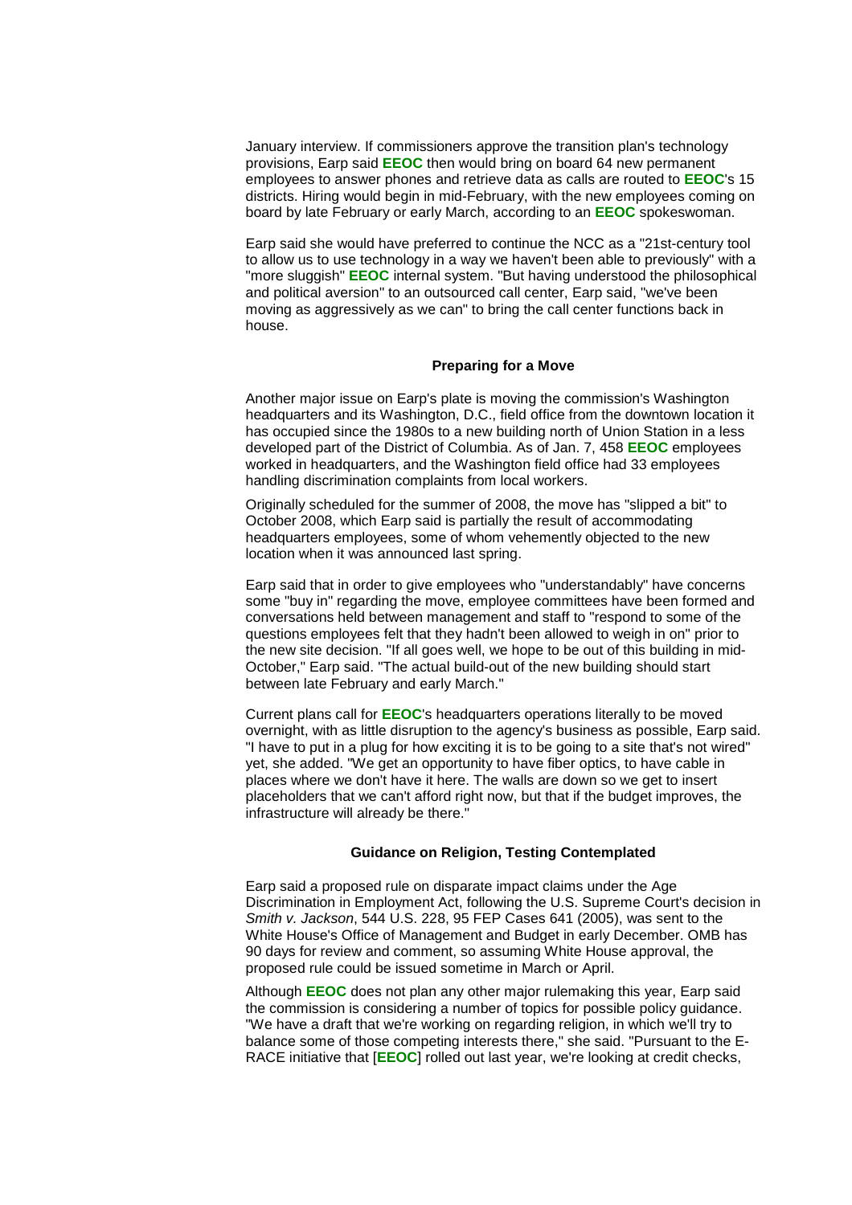January interview. If commissioners approve the transition plan's technology provisions, Earp said **EEOC** then would bring on board 64 new permanent employees to answer phones and retrieve data as calls are routed to **EEOC**'s 15 districts. Hiring would begin in mid-February, with the new employees coming on board by late February or early March, according to an **EEOC** spokeswoman.

Earp said she would have preferred to continue the NCC as a "21st-century tool to allow us to use technology in a way we haven't been able to previously" with a "more sluggish" **EEOC** internal system. "But having understood the philosophical and political aversion" to an outsourced call center, Earp said, "we've been moving as aggressively as we can" to bring the call center functions back in house.

### Preparing for a Move

Another major issue on Earp's plate is moving the commission's Washington headquarters and its Washington, D.C., field office from the downtown location it has occupied since the 1980s to a new building north of Union Station in a less developed part of the District of Columbia. As of Jan. 7, 458 **EEOC** employees worked in headquarters, and the Washington field office had 33 employees handling discrimination complaints from local workers.

Originally scheduled for the summer of 2008, the move has "slipped a bit" to October 2008, which Earp said is partially the result of accommodating headquarters employees, some of whom vehemently objected to the new location when it was announced last spring.

Earp said that in order to give employees who "understandably" have concerns some "buy in" regarding the move, employee committees have been formed and conversations held between management and staff to "respond to some of the questions employees felt that they hadn't been allowed to weigh in on" prior to the new site decision. "If all goes well, we hope to be out of this building in mid-October," Earp said. "The actual build-out of the new building should start between late February and early March."

Current plans call for **EEOC**'s headquarters operations literally to be moved overnight, with as little disruption to the agency's business as possible, Earp said. "I have to put in a plug for how exciting it is to be going to a site that's not wired" yet, she added. "We get an opportunity to have fiber optics, to have cable in places where we don't have it here. The walls are down so we get to insert placeholders that we can't afford right now, but that if the budget improves, the infrastructure will already be there."

### Guidance on Religion, Testing Contemplated

Earp said a proposed rule on disparate impact claims under the Age Discrimination in Employment Act, following the U.S. Supreme Court's decision in *Smith v. Jackson*, 544 U.S. 228, 95 FEP Cases 641 (2005), was sent to the White House's Office of Management and Budget in early December. OMB has 90 days for review and comment, so assuming White House approval, the proposed rule could be issued sometime in March or April.

Although **EEOC** does not plan any other major rulemaking this year, Earp said the commission is considering a number of topics for possible policy guidance. "We have a draft that we're working on regarding religion, in which we'll try to balance some of those competing interests there," she said. "Pursuant to the E-RACE initiative that [**EEOC**] rolled out last year, we're looking at credit checks,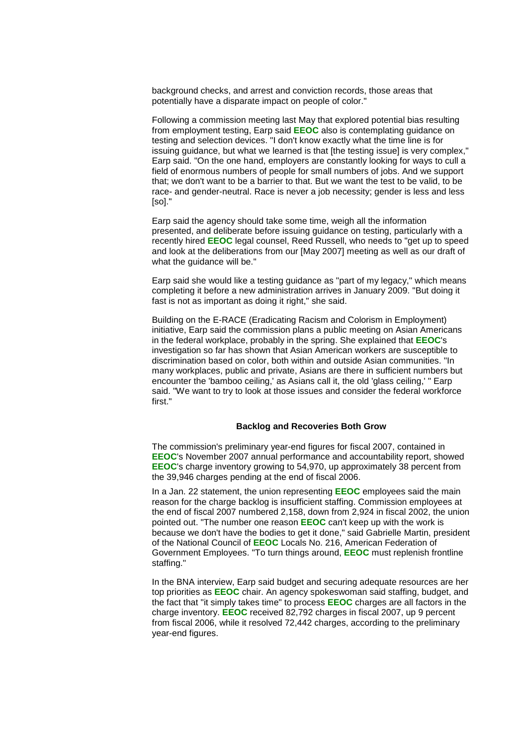background checks, and arrest and conviction records, those areas that potentially have a disparate impact on people of color."

Following a commission meeting last May that explored potential bias resulting from employment testing, Earp said **EEOC** also is contemplating guidance on testing and selection devices. "I don't know exactly what the time line is for issuing guidance, but what we learned is that [the testing issue] is very complex," Earp said. "On the one hand, employers are constantly looking for ways to cull a field of enormous numbers of people for small numbers of jobs. And we support that; we don't want to be a barrier to that. But we want the test to be valid, to be race- and gender-neutral. Race is never a job necessity; gender is less and less [so]."

Earp said the agency should take some time, weigh all the information presented, and deliberate before issuing guidance on testing, particularly with a recently hired **EEOC** legal counsel, Reed Russell, who needs to "get up to speed and look at the deliberations from our [May 2007] meeting as well as our draft of what the guidance will be."

Earp said she would like a testing guidance as "part of my legacy," which means completing it before a new administration arrives in January 2009. "But doing it fast is not as important as doing it right," she said.

Building on the E-RACE (Eradicating Racism and Colorism in Employment) initiative, Earp said the commission plans a public meeting on Asian Americans in the federal workplace, probably in the spring. She explained that **EEOC**'s investigation so far has shown that Asian American workers are susceptible to discrimination based on color, both within and outside Asian communities. "In many workplaces, public and private, Asians are there in sufficient numbers but encounter the 'bamboo ceiling,' as Asians call it, the old 'glass ceiling,' " Earp said. "We want to try to look at those issues and consider the federal workforce first."

### Backlog and Recoveries Both Grow

The commission's preliminary year-end figures for fiscal 2007, contained in **EEOC**'s November 2007 annual performance and accountability report, showed **EEOC**'s charge inventory growing to 54,970, up approximately 38 percent from the 39,946 charges pending at the end of fiscal 2006.

In a Jan. 22 statement, the union representing **EEOC** employees said the main reason for the charge backlog is insufficient staffing. Commission employees at the end of fiscal 2007 numbered 2,158, down from 2,924 in fiscal 2002, the union pointed out. "The number one reason **EEOC** can't keep up with the work is because we don't have the bodies to get it done," said Gabrielle Martin, president of the National Council of **EEOC** Locals No. 216, American Federation of Government Employees. "To turn things around, **EEOC** must replenish frontline staffing."

In the BNA interview, Earp said budget and securing adequate resources are her top priorities as **EEOC** chair. An agency spokeswoman said staffing, budget, and the fact that "it simply takes time" to process **EEOC** charges are all factors in the charge inventory. **EEOC** received 82,792 charges in fiscal 2007, up 9 percent from fiscal 2006, while it resolved 72,442 charges, according to the preliminary year-end figures.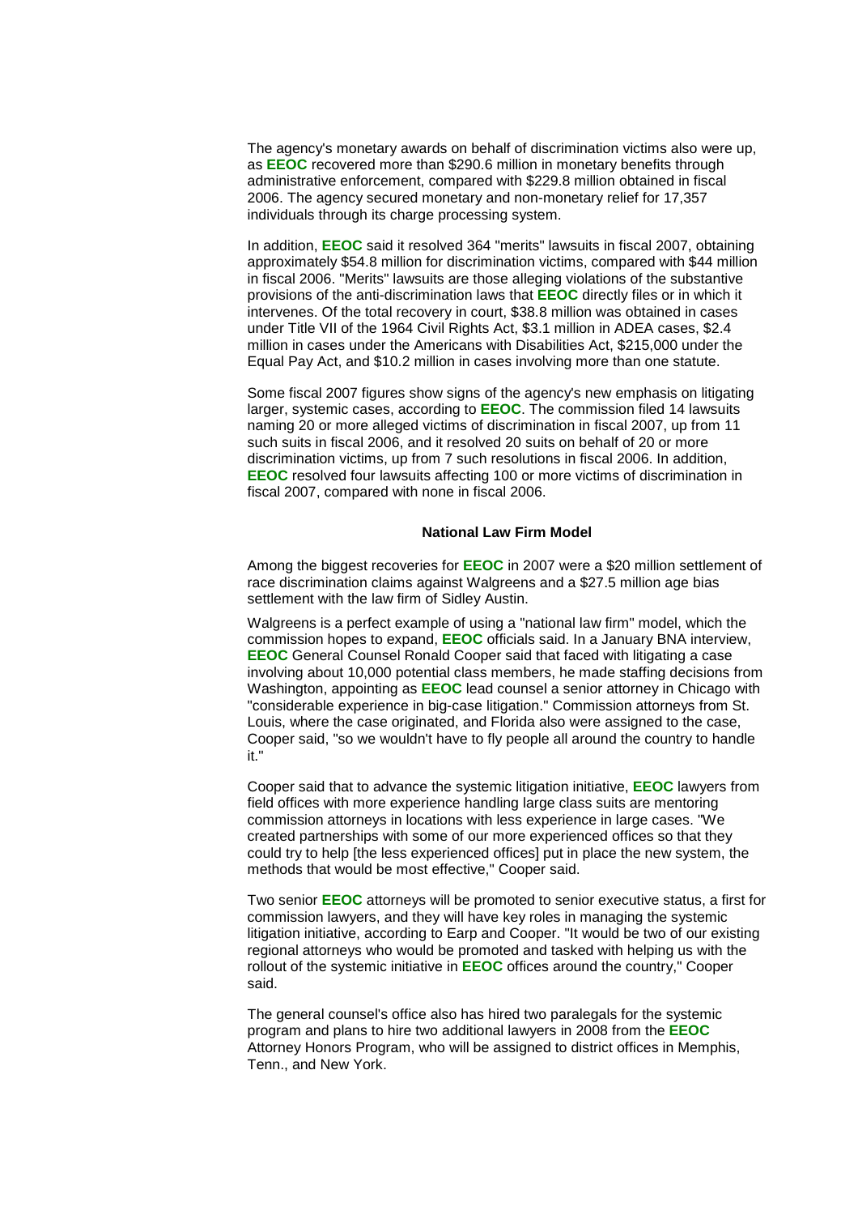The agency's monetary awards on behalf of discrimination victims also were up, as **EEOC** recovered more than $290.6 million in monetary benefits through administrative enforcement, compared with $229.8 million obtained in fiscal 2006. The agency secured monetary and non-monetary relief for 17,357 individuals through its charge processing system.

In addition, **EEOC** said it resolved 364 "merits" lawsuits in fiscal 2007, obtaining approximately $54.8 million for discrimination victims, compared with $44 million in fiscal 2006. "Merits" lawsuits are those alleging violations of the substantive provisions of the anti-discrimination laws that **EEOC** directly files or in which it intervenes. Of the total recovery in court, $38.8 million was obtained in cases under Title VII of the 1964 Civil Rights Act, $3.1 million in ADEA cases, $2.4 million in cases under the Americans with Disabilities Act, $215,000 under the Equal Pay Act, and $10.2 million in cases involving more than one statute.

Some fiscal 2007 figures show signs of the agency's new emphasis on litigating larger, systemic cases, according to **EEOC**. The commission filed 14 lawsuits naming 20 or more alleged victims of discrimination in fiscal 2007, up from 11 such suits in fiscal 2006, and it resolved 20 suits on behalf of 20 or more discrimination victims, up from 7 such resolutions in fiscal 2006. In addition, **EEOC** resolved four lawsuits affecting 100 or more victims of discrimination in fiscal 2007, compared with none in fiscal 2006.

**National Law Firm Model**

Among the biggest recoveries for **EEOC** in 2007 were a $20 million settlement of race discrimination claims against Walgreens and a $27.5 million age bias settlement with the law firm of Sidley Austin.

Walgreens is a perfect example of using a "national law firm" model, which the commission hopes to expand, **EEOC** officials said. In a January BNA interview, **EEOC** General Counsel Ronald Cooper said that faced with litigating a case involving about 10,000 potential class members, he made staffing decisions from Washington, appointing as **EEOC** lead counsel a senior attorney in Chicago with "considerable experience in big-case litigation." Commission attorneys from St. Louis, where the case originated, and Florida also were assigned to the case, Cooper said, "so we wouldn't have to fly people all around the country to handle it."

Cooper said that to advance the systemic litigation initiative, **EEOC** lawyers from field offices with more experience handling large class suits are mentoring commission attorneys in locations with less experience in large cases. "We created partnerships with some of our more experienced offices so that they could try to help [the less experienced offices] put in place the new system, the methods that would be most effective," Cooper said.

Two senior **EEOC** attorneys will be promoted to senior executive status, a first for commission lawyers, and they will have key roles in managing the systemic litigation initiative, according to Earp and Cooper. "It would be two of our existing regional attorneys who would be promoted and tasked with helping us with the rollout of the systemic initiative in **EEOC** offices around the country," Cooper said.

The general counsel's office also has hired two paralegals for the systemic program and plans to hire two additional lawyers in 2008 from the **EEOC** Attorney Honors Program, who will be assigned to district offices in Memphis, Tenn., and New York.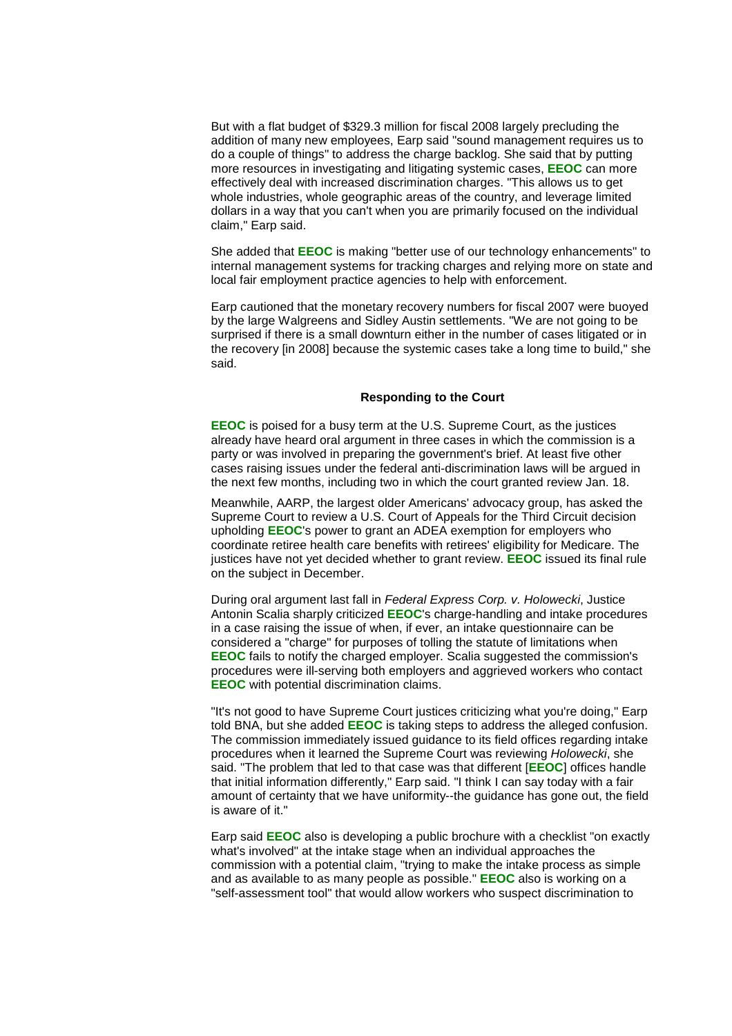But with a flat budget of $329.3 million for fiscal 2008 largely precluding the addition of many new employees, Earp said "sound management requires us to do a couple of things" to address the charge backlog. She said that by putting more resources in investigating and litigating systemic cases, **EEOC** can more effectively deal with increased discrimination charges. "This allows us to get whole industries, whole geographic areas of the country, and leverage limited dollars in a way that you can't when you are primarily focused on the individual claim," Earp said.

She added that **EEOC** is making "better use of our technology enhancements" to internal management systems for tracking charges and relying more on state and local fair employment practice agencies to help with enforcement.

Earp cautioned that the monetary recovery numbers for fiscal 2007 were buoyed by the large Walgreens and Sidley Austin settlements. "We are not going to be surprised if there is a small downturn either in the number of cases litigated or in the recovery [in 2008] because the systemic cases take a long time to build," she said.

### Responding to the Court

**EEOC** is poised for a busy term at the U.S. Supreme Court, as the justices already have heard oral argument in three cases in which the commission is a party or was involved in preparing the government's brief. At least five other cases raising issues under the federal anti-discrimination laws will be argued in the next few months, including two in which the court granted review Jan. 18.

Meanwhile, AARP, the largest older Americans' advocacy group, has asked the Supreme Court to review a U.S. Court of Appeals for the Third Circuit decision upholding **EEOC**'s power to grant an ADEA exemption for employers who coordinate retiree health care benefits with retirees' eligibility for Medicare. The justices have not yet decided whether to grant review. **EEOC** issued its final rule on the subject in December.

During oral argument last fall in *Federal Express Corp. v. Holowecki*, Justice Antonin Scalia sharply criticized **EEOC**'s charge-handling and intake procedures in a case raising the issue of when, if ever, an intake questionnaire can be considered a "charge" for purposes of tolling the statute of limitations when **EEOC** fails to notify the charged employer. Scalia suggested the commission's procedures were ill-serving both employers and aggrieved workers who contact **EEOC** with potential discrimination claims.

"It's not good to have Supreme Court justices criticizing what you're doing," Earp told BNA, but she added **EEOC** is taking steps to address the alleged confusion. The commission immediately issued guidance to its field offices regarding intake procedures when it learned the Supreme Court was reviewing *Holowecki*, she said. "The problem that led to that case was that different [**EEOC**] offices handle that initial information differently," Earp said. "I think I can say today with a fair amount of certainty that we have uniformity--the guidance has gone out, the field is aware of it."

Earp said **EEOC** also is developing a public brochure with a checklist "on exactly what's involved" at the intake stage when an individual approaches the commission with a potential claim, "trying to make the intake process as simple and as available to as many people as possible." **EEOC** also is working on a "self-assessment tool" that would allow workers who suspect discrimination to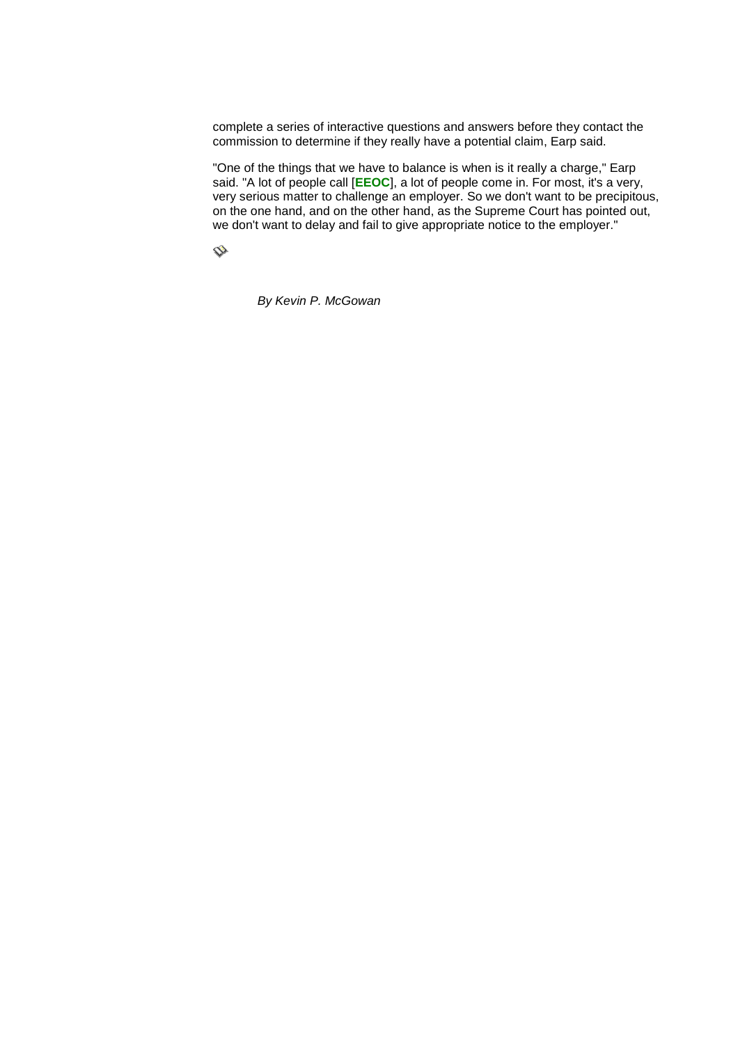complete a series of interactive questions and answers before they contact the commission to determine if they really have a potential claim, Earp said.

"One of the things that we have to balance is when is it really a charge," Earp said. "A lot of people call [**EEOC**], a lot of people come in. For most, it's a very, very serious matter to challenge an employer. So we don't want to be precipitous, on the one hand, and on the other hand, as the Supreme Court has pointed out, we don't want to delay and fail to give appropriate notice to the employer."

*By Kevin P. McGowan*